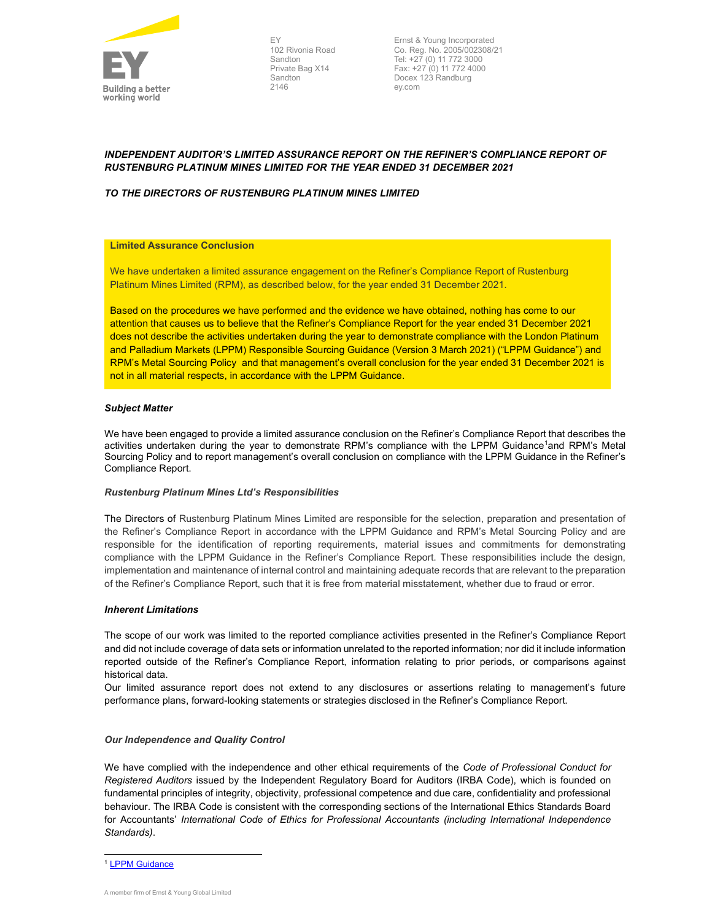EY
102 Rivonia Road
Sandton
Private Bag X14
Sandton
2146

Ernst & Young Incorporated
Co. Reg. No. 2005/002308/21
Tel: +27 (0) 11 772 3000
Fax: +27 (0) 11 772 4000
Docex 123 Randburg
ey.com

***INDEPENDENT AUDITOR'S LIMITED ASSURANCE REPORT ON THE REFINER'S COMPLIANCE REPORT OF RUSTENBURG PLATINUM MINES LIMITED FOR THE YEAR ENDED 31 DECEMBER 2021***

***TO THE DIRECTORS OF RUSTENBURG PLATINUM MINES LIMITED***

**Limited Assurance Conclusion**

We have undertaken a limited assurance engagement on the Refiner's Compliance Report of Rustenburg Platinum Mines Limited (RPM), as described below, for the year ended 31 December 2021.

Based on the procedures we have performed and the evidence we have obtained, nothing has come to our attention that causes us to believe that the Refiner's Compliance Report for the year ended 31 December 2021 does not describe the activities undertaken during the year to demonstrate compliance with the London Platinum and Palladium Markets (LPPM) Responsible Sourcing Guidance (Version 3 March 2021) ("LPPM Guidance") and RPM's Metal Sourcing Policy and that management's overall conclusion for the year ended 31 December 2021 is not in all material respects, in accordance with the LPPM Guidance.

***Subject Matter***

We have been engaged to provide a limited assurance conclusion on the Refiner's Compliance Report that describes the activities undertaken during the year to demonstrate RPM's compliance with the LPPM Guidance[1] and RPM's Metal Sourcing Policy and to report management's overall conclusion on compliance with the LPPM Guidance in the Refiner's Compliance Report.

***Rustenburg Platinum Mines Ltd's Responsibilities***

The Directors of Rustenburg Platinum Mines Limited are responsible for the selection, preparation and presentation of the Refiner's Compliance Report in accordance with the LPPM Guidance and RPM's Metal Sourcing Policy and are responsible for the identification of reporting requirements, material issues and commitments for demonstrating compliance with the LPPM Guidance in the Refiner's Compliance Report. These responsibilities include the design, implementation and maintenance of internal control and maintaining adequate records that are relevant to the preparation of the Refiner's Compliance Report, such that it is free from material misstatement, whether due to fraud or error.

***Inherent Limitations***

The scope of our work was limited to the reported compliance activities presented in the Refiner's Compliance Report and did not include coverage of data sets or information unrelated to the reported information; nor did it include information reported outside of the Refiner's Compliance Report, information relating to prior periods, or comparisons against historical data.

Our limited assurance report does not extend to any disclosures or assertions relating to management's future performance plans, forward-looking statements or strategies disclosed in the Refiner's Compliance Report.

***Our Independence and Quality Control***

We have complied with the independence and other ethical requirements of the *Code of Professional Conduct for Registered Auditors* issued by the Independent Regulatory Board for Auditors (IRBA Code), which is founded on fundamental principles of integrity, objectivity, professional competence and due care, confidentiality and professional behaviour. The IRBA Code is consistent with the corresponding sections of the International Ethics Standards Board for Accountants' *International Code of Ethics for Professional Accountants (including International Independence Standards).*

[1] LPPM Guidance

A member firm of Ernst & Young Global Limited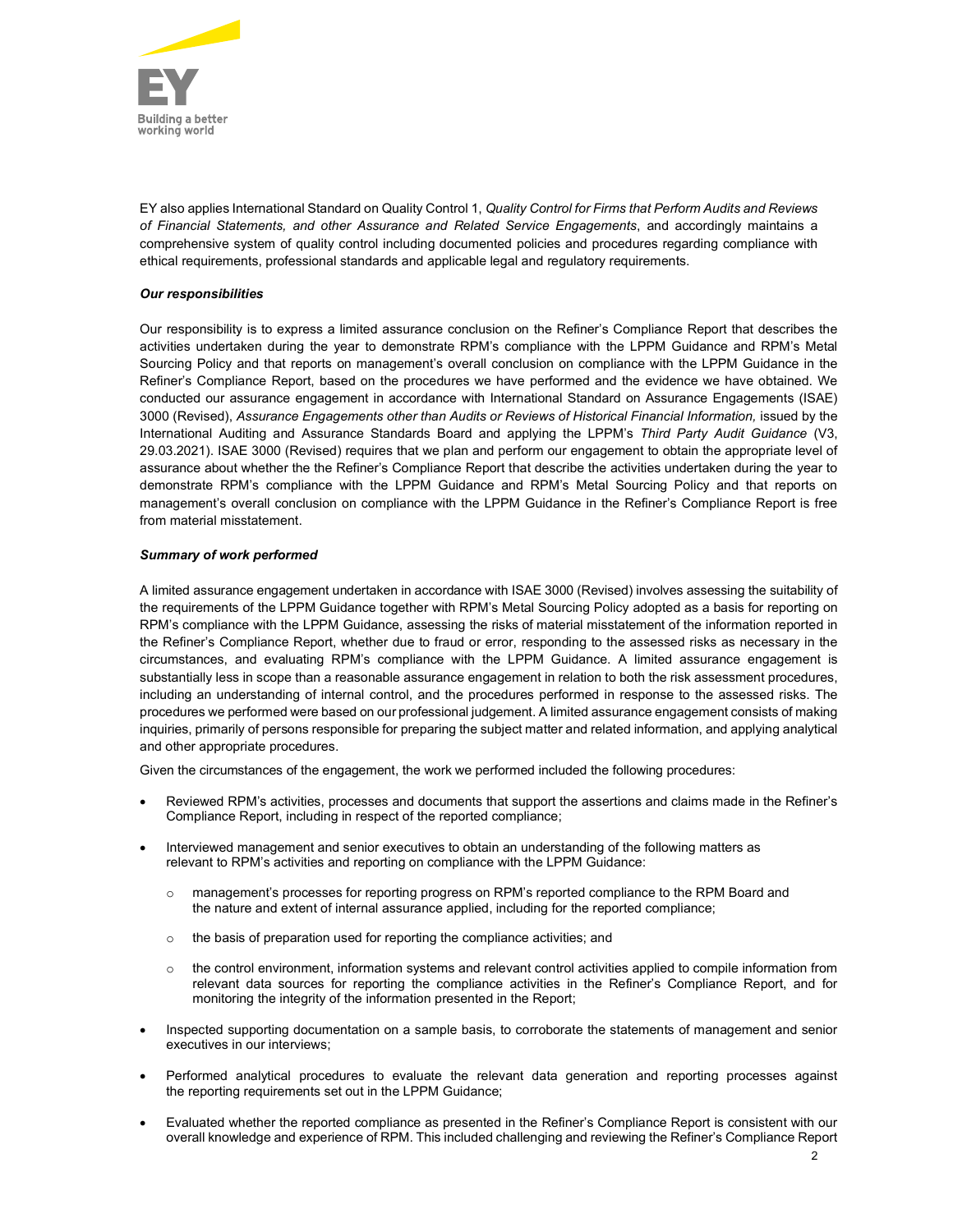EY also applies International Standard on Quality Control 1, *Quality Control for Firms that Perform Audits and Reviews of Financial Statements, and other Assurance and Related Service Engagements*, and accordingly maintains a comprehensive system of quality control including documented policies and procedures regarding compliance with ethical requirements, professional standards and applicable legal and regulatory requirements.

***Our responsibilities***

Our responsibility is to express a limited assurance conclusion on the Refiner's Compliance Report that describes the activities undertaken during the year to demonstrate RPM's compliance with the LPPM Guidance and RPM's Metal Sourcing Policy and that reports on management's overall conclusion on compliance with the LPPM Guidance in the Refiner's Compliance Report, based on the procedures we have performed and the evidence we have obtained. We conducted our assurance engagement in accordance with International Standard on Assurance Engagements (ISAE) 3000 (Revised), *Assurance Engagements other than Audits or Reviews of Historical Financial Information,* issued by the International Auditing and Assurance Standards Board and applying the LPPM's *Third Party Audit Guidance* (V3, 29.03.2021). ISAE 3000 (Revised) requires that we plan and perform our engagement to obtain the appropriate level of assurance about whether the the Refiner's Compliance Report that describe the activities undertaken during the year to demonstrate RPM's compliance with the LPPM Guidance and RPM's Metal Sourcing Policy and that reports on management's overall conclusion on compliance with the LPPM Guidance in the Refiner's Compliance Report is free from material misstatement.

***Summary of work performed***

A limited assurance engagement undertaken in accordance with ISAE 3000 (Revised) involves assessing the suitability of the requirements of the LPPM Guidance together with RPM's Metal Sourcing Policy adopted as a basis for reporting on RPM's compliance with the LPPM Guidance, assessing the risks of material misstatement of the information reported in the Refiner's Compliance Report, whether due to fraud or error, responding to the assessed risks as necessary in the circumstances, and evaluating RPM's compliance with the LPPM Guidance. A limited assurance engagement is substantially less in scope than a reasonable assurance engagement in relation to both the risk assessment procedures, including an understanding of internal control, and the procedures performed in response to the assessed risks. The procedures we performed were based on our professional judgement. A limited assurance engagement consists of making inquiries, primarily of persons responsible for preparing the subject matter and related information, and applying analytical and other appropriate procedures.

Given the circumstances of the engagement, the work we performed included the following procedures:

- Reviewed RPM's activities, processes and documents that support the assertions and claims made in the Refiner's Compliance Report, including in respect of the reported compliance;
- Interviewed management and senior executives to obtain an understanding of the following matters as relevant to RPM's activities and reporting on compliance with the LPPM Guidance:
  - management's processes for reporting progress on RPM's reported compliance to the RPM Board and the nature and extent of internal assurance applied, including for the reported compliance;
  - the basis of preparation used for reporting the compliance activities; and
  - the control environment, information systems and relevant control activities applied to compile information from relevant data sources for reporting the compliance activities in the Refiner's Compliance Report, and for monitoring the integrity of the information presented in the Report;
- Inspected supporting documentation on a sample basis, to corroborate the statements of management and senior executives in our interviews;
- Performed analytical procedures to evaluate the relevant data generation and reporting processes against the reporting requirements set out in the LPPM Guidance;
- Evaluated whether the reported compliance as presented in the Refiner's Compliance Report is consistent with our overall knowledge and experience of RPM. This included challenging and reviewing the Refiner's Compliance Report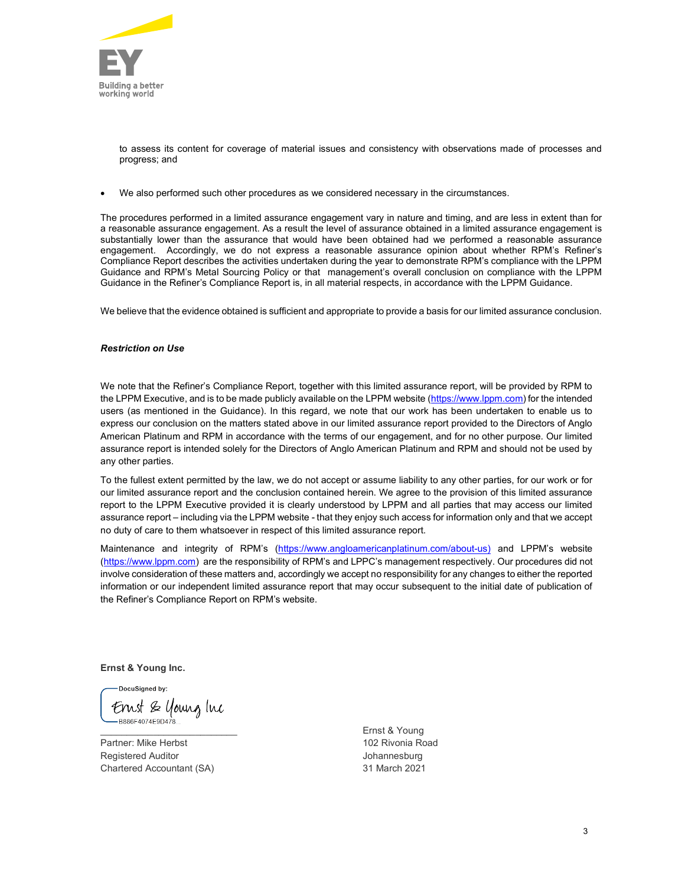to assess its content for coverage of material issues and consistency with observations made of processes and progress; and

- We also performed such other procedures as we considered necessary in the circumstances.

The procedures performed in a limited assurance engagement vary in nature and timing, and are less in extent than for a reasonable assurance engagement. As a result the level of assurance obtained in a limited assurance engagement is substantially lower than the assurance that would have been obtained had we performed a reasonable assurance engagement. Accordingly, we do not express a reasonable assurance opinion about whether RPM's Refiner's Compliance Report describes the activities undertaken during the year to demonstrate RPM's compliance with the LPPM Guidance and RPM's Metal Sourcing Policy or that management's overall conclusion on compliance with the LPPM Guidance in the Refiner's Compliance Report is, in all material respects, in accordance with the LPPM Guidance.

We believe that the evidence obtained is sufficient and appropriate to provide a basis for our limited assurance conclusion.

***Restriction on Use***

We note that the Refiner's Compliance Report, together with this limited assurance report, will be provided by RPM to the LPPM Executive, and is to be made publicly available on the LPPM website (https://www.lppm.com) for the intended users (as mentioned in the Guidance). In this regard, we note that our work has been undertaken to enable us to express our conclusion on the matters stated above in our limited assurance report provided to the Directors of Anglo American Platinum and RPM in accordance with the terms of our engagement, and for no other purpose. Our limited assurance report is intended solely for the Directors of Anglo American Platinum and RPM and should not be used by any other parties.

To the fullest extent permitted by the law, we do not accept or assume liability to any other parties, for our work or for our limited assurance report and the conclusion contained herein. We agree to the provision of this limited assurance report to the LPPM Executive provided it is clearly understood by LPPM and all parties that may access our limited assurance report – including via the LPPM website - that they enjoy such access for information only and that we accept no duty of care to them whatsoever in respect of this limited assurance report.

Maintenance and integrity of RPM's (https://www.angloamericanplatinum.com/about-us) and LPPM's website (https://www.lppm.com) are the responsibility of RPM's and LPPC's management respectively. Our procedures did not involve consideration of these matters and, accordingly we accept no responsibility for any changes to either the reported information or our independent limited assurance report that may occur subsequent to the initial date of publication of the Refiner's Compliance Report on RPM's website.

**Ernst & Young Inc.**

DocuSigned by:
Ernst & Young Inc
B886F4074E9D478...

Partner: Mike Herbst
Registered Auditor
Chartered Accountant (SA)

Ernst & Young
102 Rivonia Road
Johannesburg
31 March 2021